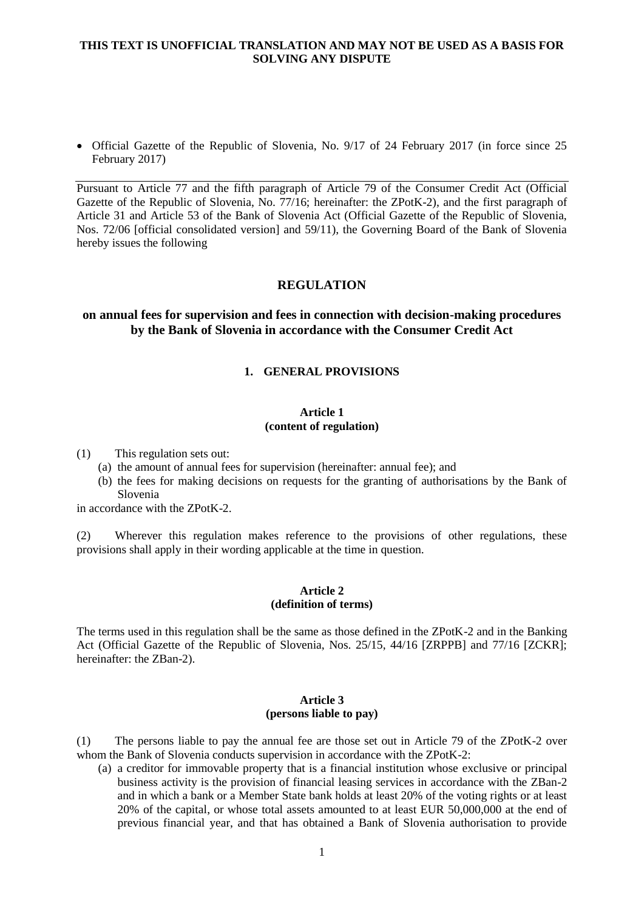**THIS TEXT IS UNOFFICIAL TRANSLATION AND MAY NOT BE USED AS A BASIS FOR SOLVING ANY DISPUTE**

- Official Gazette of the Republic of Slovenia, No. 9/17 of 24 February 2017 (in force since 25 February 2017)

Pursuant to Article 77 and the fifth paragraph of Article 79 of the Consumer Credit Act (Official Gazette of the Republic of Slovenia, No. 77/16; hereinafter: the ZPotK-2), and the first paragraph of Article 31 and Article 53 of the Bank of Slovenia Act (Official Gazette of the Republic of Slovenia, Nos. 72/06 [official consolidated version] and 59/11), the Governing Board of the Bank of Slovenia hereby issues the following

# REGULATION

## on annual fees for supervision and fees in connection with decision-making procedures by the Bank of Slovenia in accordance with the Consumer Credit Act

### 1. GENERAL PROVISIONS

#### Article 1
#### (content of regulation)

(1) This regulation sets out:

(a) the amount of annual fees for supervision (hereinafter: annual fee); and

(b) the fees for making decisions on requests for the granting of authorisations by the Bank of Slovenia

in accordance with the ZPotK-2.

(2) Wherever this regulation makes reference to the provisions of other regulations, these provisions shall apply in their wording applicable at the time in question.

#### Article 2
#### (definition of terms)

The terms used in this regulation shall be the same as those defined in the ZPotK-2 and in the Banking Act (Official Gazette of the Republic of Slovenia, Nos. 25/15, 44/16 [ZRPPB] and 77/16 [ZCKR]; hereinafter: the ZBan-2).

#### Article 3
#### (persons liable to pay)

(1) The persons liable to pay the annual fee are those set out in Article 79 of the ZPotK-2 over whom the Bank of Slovenia conducts supervision in accordance with the ZPotK-2:

(a) a creditor for immovable property that is a financial institution whose exclusive or principal business activity is the provision of financial leasing services in accordance with the ZBan-2 and in which a bank or a Member State bank holds at least 20% of the voting rights or at least 20% of the capital, or whose total assets amounted to at least EUR 50,000,000 at the end of previous financial year, and that has obtained a Bank of Slovenia authorisation to provide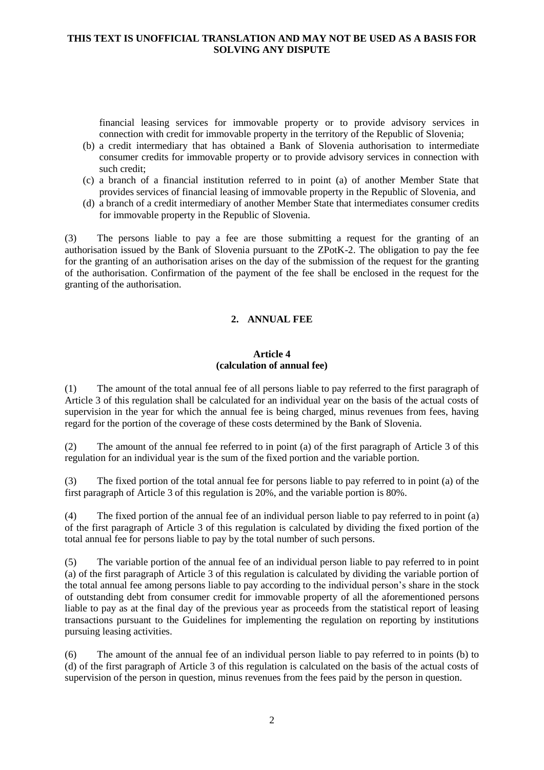financial leasing services for immovable property or to provide advisory services in connection with credit for immovable property in the territory of the Republic of Slovenia;

(b) a credit intermediary that has obtained a Bank of Slovenia authorisation to intermediate consumer credits for immovable property or to provide advisory services in connection with such credit;

(c) a branch of a financial institution referred to in point (a) of another Member State that provides services of financial leasing of immovable property in the Republic of Slovenia, and

(d) a branch of a credit intermediary of another Member State that intermediates consumer credits for immovable property in the Republic of Slovenia.

(3) The persons liable to pay a fee are those submitting a request for the granting of an authorisation issued by the Bank of Slovenia pursuant to the ZPotK-2. The obligation to pay the fee for the granting of an authorisation arises on the day of the submission of the request for the granting of the authorisation. Confirmation of the payment of the fee shall be enclosed in the request for the granting of the authorisation.

## 2. ANNUAL FEE

### Article 4
### (calculation of annual fee)

(1) The amount of the total annual fee of all persons liable to pay referred to the first paragraph of Article 3 of this regulation shall be calculated for an individual year on the basis of the actual costs of supervision in the year for which the annual fee is being charged, minus revenues from fees, having regard for the portion of the coverage of these costs determined by the Bank of Slovenia.

(2) The amount of the annual fee referred to in point (a) of the first paragraph of Article 3 of this regulation for an individual year is the sum of the fixed portion and the variable portion.

(3) The fixed portion of the total annual fee for persons liable to pay referred to in point (a) of the first paragraph of Article 3 of this regulation is 20%, and the variable portion is 80%.

(4) The fixed portion of the annual fee of an individual person liable to pay referred to in point (a) of the first paragraph of Article 3 of this regulation is calculated by dividing the fixed portion of the total annual fee for persons liable to pay by the total number of such persons.

(5) The variable portion of the annual fee of an individual person liable to pay referred to in point (a) of the first paragraph of Article 3 of this regulation is calculated by dividing the variable portion of the total annual fee among persons liable to pay according to the individual person's share in the stock of outstanding debt from consumer credit for immovable property of all the aforementioned persons liable to pay as at the final day of the previous year as proceeds from the statistical report of leasing transactions pursuant to the Guidelines for implementing the regulation on reporting by institutions pursuing leasing activities.

(6) The amount of the annual fee of an individual person liable to pay referred to in points (b) to (d) of the first paragraph of Article 3 of this regulation is calculated on the basis of the actual costs of supervision of the person in question, minus revenues from the fees paid by the person in question.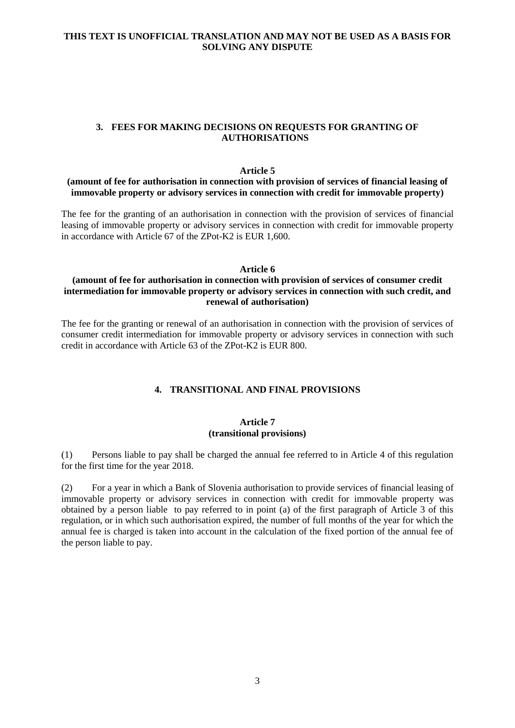## 3. FEES FOR MAKING DECISIONS ON REQUESTS FOR GRANTING OF AUTHORISATIONS

### Article 5
**(amount of fee for authorisation in connection with provision of services of financial leasing of immovable property or advisory services in connection with credit for immovable property)**

The fee for the granting of an authorisation in connection with the provision of services of financial leasing of immovable property or advisory services in connection with credit for immovable property in accordance with Article 67 of the ZPot-K2 is EUR 1,600.

### Article 6
**(amount of fee for authorisation in connection with provision of services of consumer credit intermediation for immovable property or advisory services in connection with such credit, and renewal of authorisation)**

The fee for the granting or renewal of an authorisation in connection with the provision of services of consumer credit intermediation for immovable property or advisory services in connection with such credit in accordance with Article 63 of the ZPot-K2 is EUR 800.

## 4. TRANSITIONAL AND FINAL PROVISIONS

### Article 7
**(transitional provisions)**

(1) Persons liable to pay shall be charged the annual fee referred to in Article 4 of this regulation for the first time for the year 2018.

(2) For a year in which a Bank of Slovenia authorisation to provide services of financial leasing of immovable property or advisory services in connection with credit for immovable property was obtained by a person liable to pay referred to in point (a) of the first paragraph of Article 3 of this regulation, or in which such authorisation expired, the number of full months of the year for which the annual fee is charged is taken into account in the calculation of the fixed portion of the annual fee of the person liable to pay.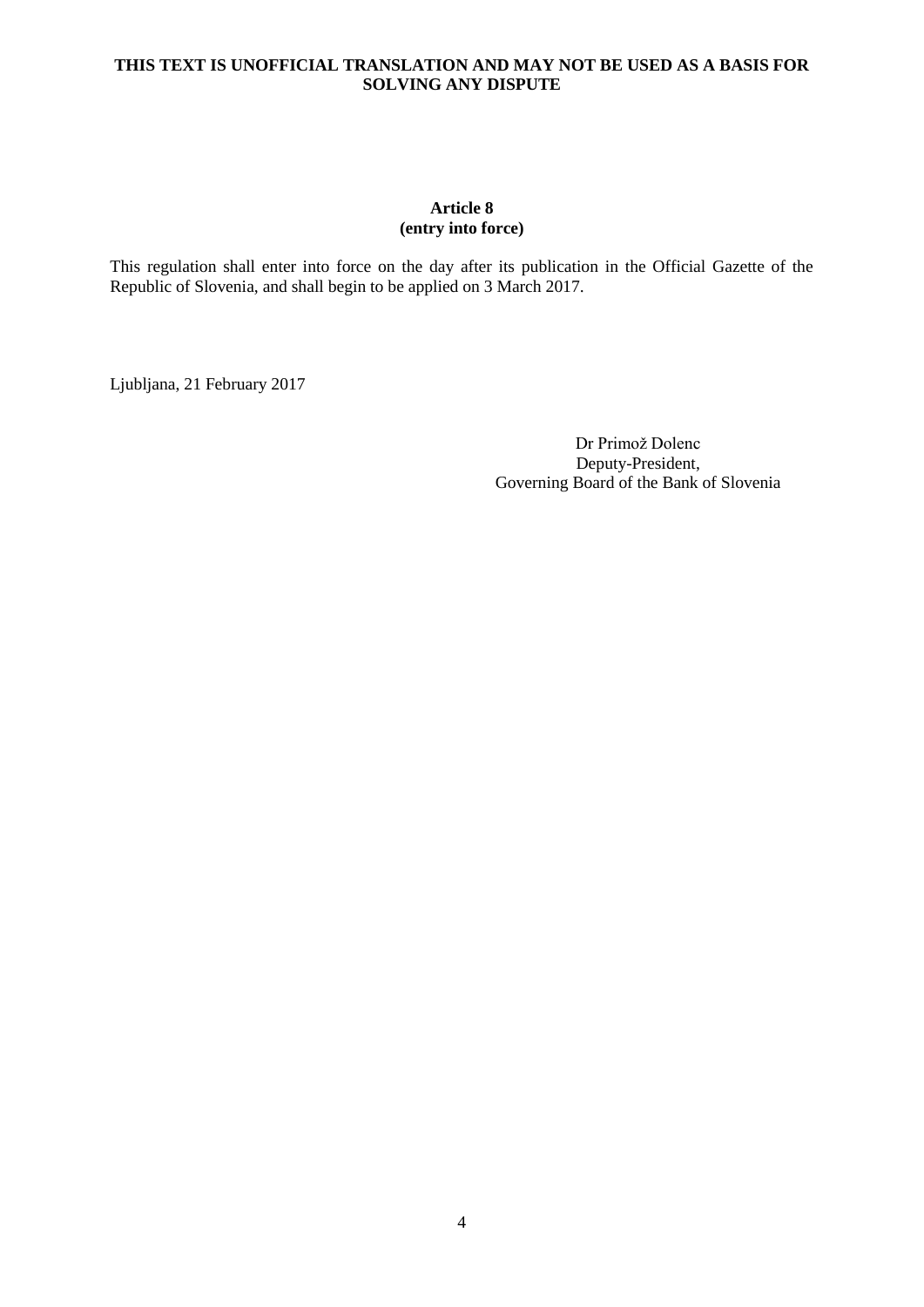**THIS TEXT IS UNOFFICIAL TRANSLATION AND MAY NOT BE USED AS A BASIS FOR SOLVING ANY DISPUTE**

**Article 8**
**(entry into force)**

This regulation shall enter into force on the day after its publication in the Official Gazette of the Republic of Slovenia, and shall begin to be applied on 3 March 2017.

Ljubljana, 21 February 2017

Dr Primož Dolenc
Deputy-President,
Governing Board of the Bank of Slovenia